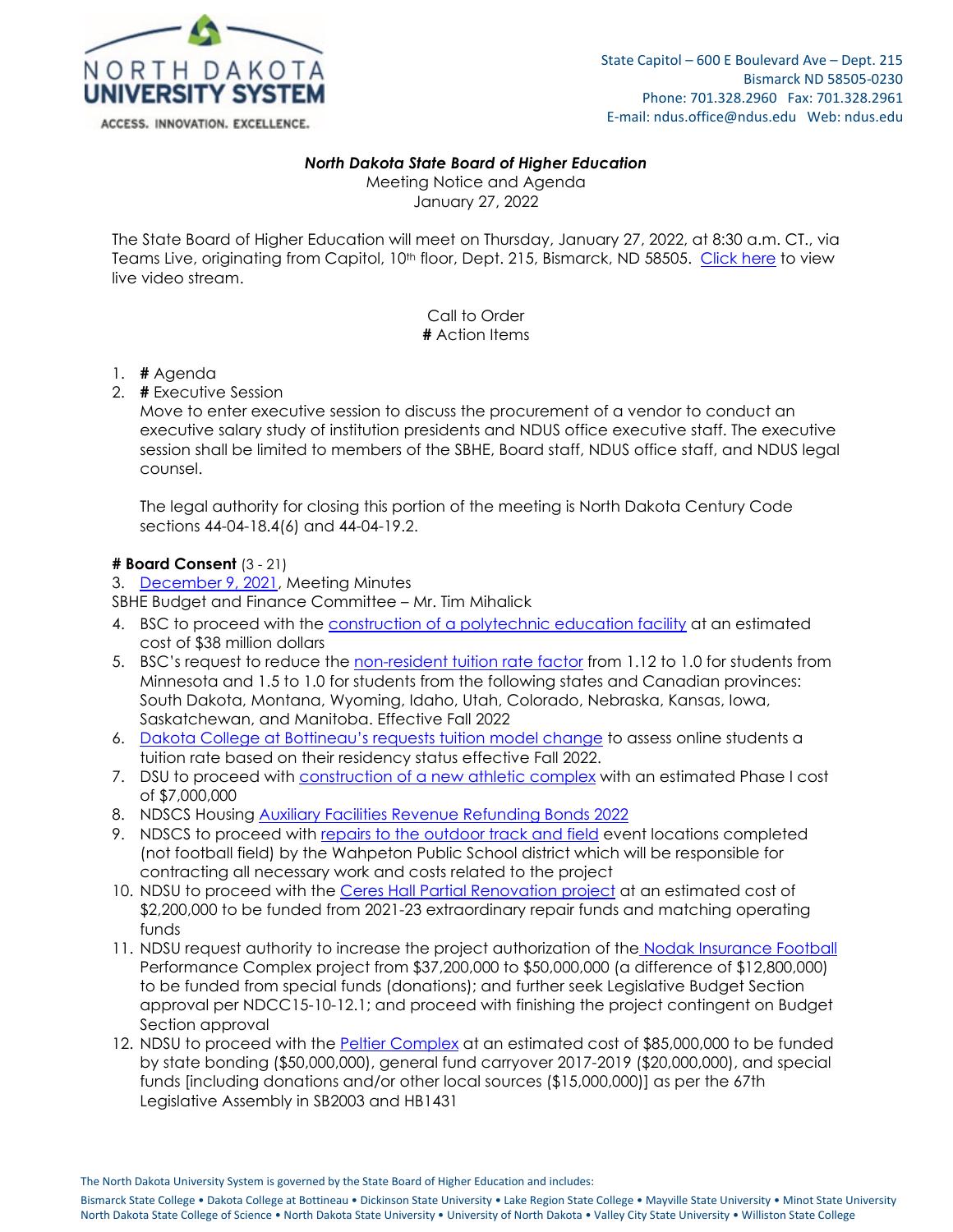NORTH DAKOTA UNIVERSITY SYSTEM

ACCESS. INNOVATION. EXCELLENCE.

State Capitol – 600 E Boulevard Ave – Dept. 215
Bismarck ND 58505-0230
Phone: 701.328.2960 Fax: 701.328.2961
E-mail: ndus.office@ndus.edu Web: ndus.edu

***North Dakota State Board of Higher Education***
Meeting Notice and Agenda
January 27, 2022

The State Board of Higher Education will meet on Thursday, January 27, 2022, at 8:30 a.m. CT., via Teams Live, originating from Capitol, 10th floor, Dept. 215, Bismarck, ND 58505. Click here to view live video stream.

Call to Order
**#** Action Items

1. **#** Agenda
2. **#** Executive Session
   Move to enter executive session to discuss the procurement of a vendor to conduct an executive salary study of institution presidents and NDUS office executive staff. The executive session shall be limited to members of the SBHE, Board staff, NDUS office staff, and NDUS legal counsel.

   The legal authority for closing this portion of the meeting is North Dakota Century Code sections 44-04-18.4(6) and 44-04-19.2.

**# Board Consent** (3 - 21)

3. December 9, 2021, Meeting Minutes

SBHE Budget and Finance Committee – Mr. Tim Mihalick

4. BSC to proceed with the construction of a polytechnic education facility at an estimated cost of $38 million dollars
5. BSC's request to reduce the non-resident tuition rate factor from 1.12 to 1.0 for students from Minnesota and 1.5 to 1.0 for students from the following states and Canadian provinces: South Dakota, Montana, Wyoming, Idaho, Utah, Colorado, Nebraska, Kansas, Iowa, Saskatchewan, and Manitoba. Effective Fall 2022
6. Dakota College at Bottineau's requests tuition model change to assess online students a tuition rate based on their residency status effective Fall 2022.
7. DSU to proceed with construction of a new athletic complex with an estimated Phase I cost of $7,000,000
8. NDSCS Housing Auxiliary Facilities Revenue Refunding Bonds 2022
9. NDSCS to proceed with repairs to the outdoor track and field event locations completed (not football field) by the Wahpeton Public School district which will be responsible for contracting all necessary work and costs related to the project
10. NDSU to proceed with the Ceres Hall Partial Renovation project at an estimated cost of $2,200,000 to be funded from 2021-23 extraordinary repair funds and matching operating funds
11. NDSU request authority to increase the project authorization of the Nodak Insurance Football Performance Complex project from $37,200,000 to $50,000,000 (a difference of $12,800,000) to be funded from special funds (donations); and further seek Legislative Budget Section approval per NDCC15-10-12.1; and proceed with finishing the project contingent on Budget Section approval
12. NDSU to proceed with the Peltier Complex at an estimated cost of $85,000,000 to be funded by state bonding ($50,000,000), general fund carryover 2017-2019 ($20,000,000), and special funds [including donations and/or other local sources ($15,000,000)] as per the 67th Legislative Assembly in SB2003 and HB1431

The North Dakota University System is governed by the State Board of Higher Education and includes:
Bismarck State College • Dakota College at Bottineau • Dickinson State University • Lake Region State College • Mayville State University • Minot State University
North Dakota State College of Science • North Dakota State University • University of North Dakota • Valley City State University • Williston State College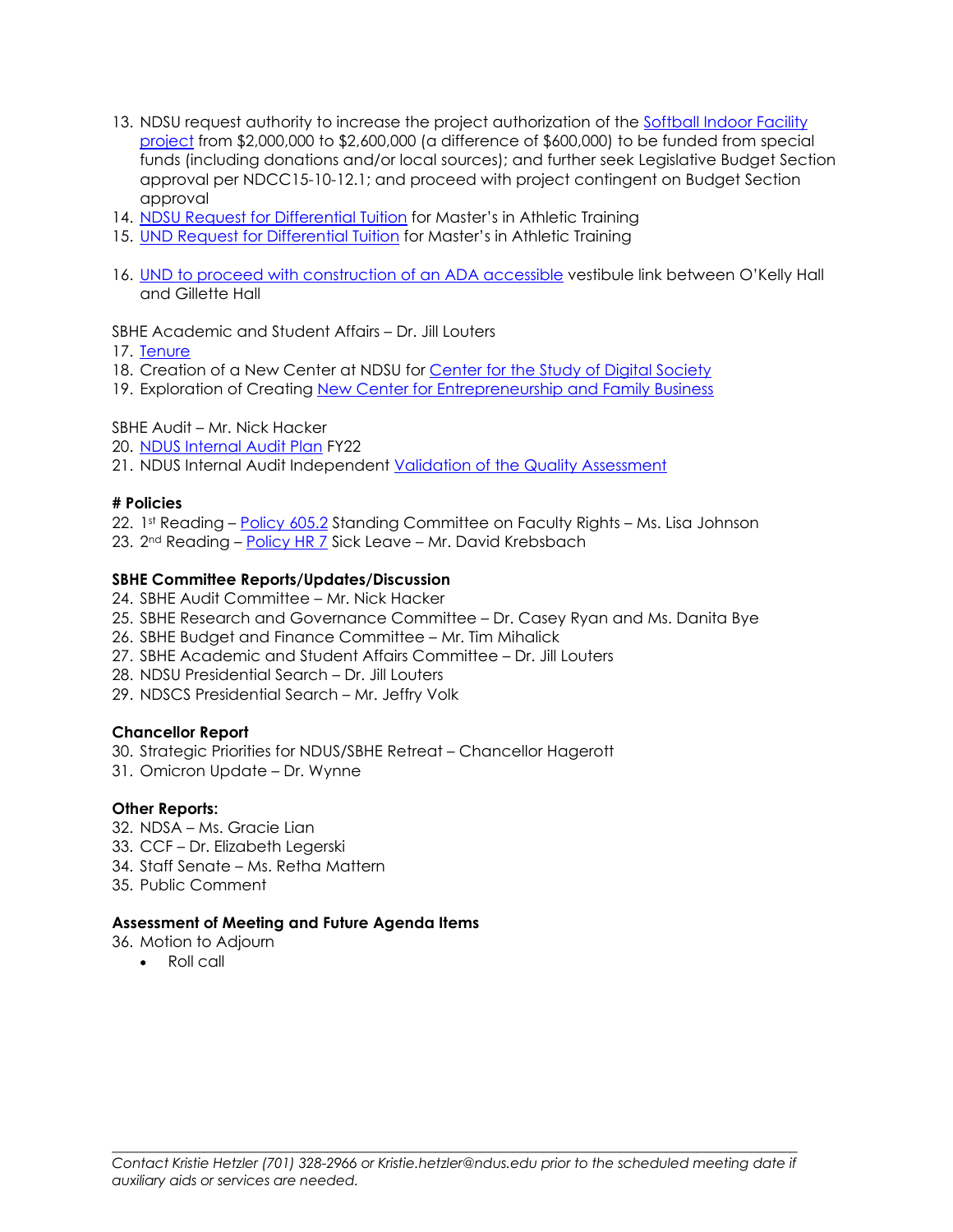13. NDSU request authority to increase the project authorization of the Softball Indoor Facility project from $2,000,000 to $2,600,000 (a difference of $600,000) to be funded from special funds (including donations and/or local sources); and further seek Legislative Budget Section approval per NDCC15-10-12.1; and proceed with project contingent on Budget Section approval
14. NDSU Request for Differential Tuition for Master's in Athletic Training
15. UND Request for Differential Tuition for Master's in Athletic Training
16. UND to proceed with construction of an ADA accessible vestibule link between O'Kelly Hall and Gillette Hall

SBHE Academic and Student Affairs – Dr. Jill Louters

17. Tenure
18. Creation of a New Center at NDSU for Center for the Study of Digital Society
19. Exploration of Creating New Center for Entrepreneurship and Family Business

SBHE Audit – Mr. Nick Hacker

20. NDUS Internal Audit Plan FY22
21. NDUS Internal Audit Independent Validation of the Quality Assessment

**# Policies**

22. 1st Reading – Policy 605.2 Standing Committee on Faculty Rights – Ms. Lisa Johnson
23. 2nd Reading – Policy HR 7 Sick Leave – Mr. David Krebsbach

**SBHE Committee Reports/Updates/Discussion**

24. SBHE Audit Committee – Mr. Nick Hacker
25. SBHE Research and Governance Committee – Dr. Casey Ryan and Ms. Danita Bye
26. SBHE Budget and Finance Committee – Mr. Tim Mihalick
27. SBHE Academic and Student Affairs Committee – Dr. Jill Louters
28. NDSU Presidential Search – Dr. Jill Louters
29. NDSCS Presidential Search – Mr. Jeffry Volk

**Chancellor Report**

30. Strategic Priorities for NDUS/SBHE Retreat – Chancellor Hagerott
31. Omicron Update – Dr. Wynne

**Other Reports:**

32. NDSA – Ms. Gracie Lian
33. CCF – Dr. Elizabeth Legerski
34. Staff Senate – Ms. Retha Mattern
35. Public Comment

**Assessment of Meeting and Future Agenda Items**

36. Motion to Adjourn
    - Roll call

*Contact Kristie Hetzler (701) 328-2966 or Kristie.hetzler@ndus.edu prior to the scheduled meeting date if auxiliary aids or services are needed.*